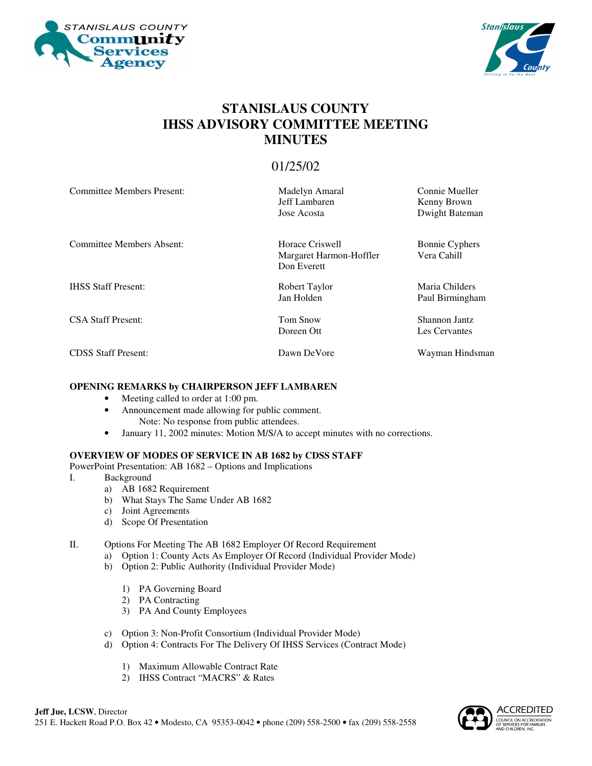STANISLAUS COUNTY Community Services Agency

Stanislaus County — Striving to be the Best

# STANISLAUS COUNTY IHSS ADVISORY COMMITTEE MEETING MINUTES

## 01/25/02

| | | |
|---|---|---|
| Committee Members Present: | Madelyn Amaral<br>Jeff Lambaren<br>Jose Acosta | Connie Mueller<br>Kenny Brown<br>Dwight Bateman |
| Committee Members Absent: | Horace Criswell<br>Margaret Harmon-Hoffler<br>Don Everett | Bonnie Cyphers<br>Vera Cahill |
| IHSS Staff Present: | Robert Taylor<br>Jan Holden | Maria Childers<br>Paul Birmingham |
| CSA Staff Present: | Tom Snow<br>Doreen Ott | Shannon Jantz<br>Les Cervantes |
| CDSS Staff Present: | Dawn DeVore | Wayman Hindsman |

**OPENING REMARKS by CHAIRPERSON JEFF LAMBAREN**

- Meeting called to order at 1:00 pm.
- Announcement made allowing for public comment.
  Note: No response from public attendees.
- January 11, 2002 minutes: Motion M/S/A to accept minutes with no corrections.

**OVERVIEW OF MODES OF SERVICE IN AB 1682 by CDSS STAFF**

PowerPoint Presentation: AB 1682 – Options and Implications

I. Background
   a) AB 1682 Requirement
   b) What Stays The Same Under AB 1682
   c) Joint Agreements
   d) Scope Of Presentation

II. Options For Meeting The AB 1682 Employer Of Record Requirement
   a) Option 1: County Acts As Employer Of Record (Individual Provider Mode)
   b) Option 2: Public Authority (Individual Provider Mode)

      1) PA Governing Board
      2) PA Contracting
      3) PA And County Employees

   c) Option 3: Non-Profit Consortium (Individual Provider Mode)
   d) Option 4: Contracts For The Delivery Of IHSS Services (Contract Mode)

      1) Maximum Allowable Contract Rate
      2) IHSS Contract "MACRS" & Rates

**Jeff Jue, LCSW**, Director
251 E. Hackett Road P.O. Box 42 • Modesto, CA 95353-0042 • phone (209) 558-2500 • fax (209) 558-2558

ACCREDITED — Council on Accreditation of Services for Families and Children, Inc.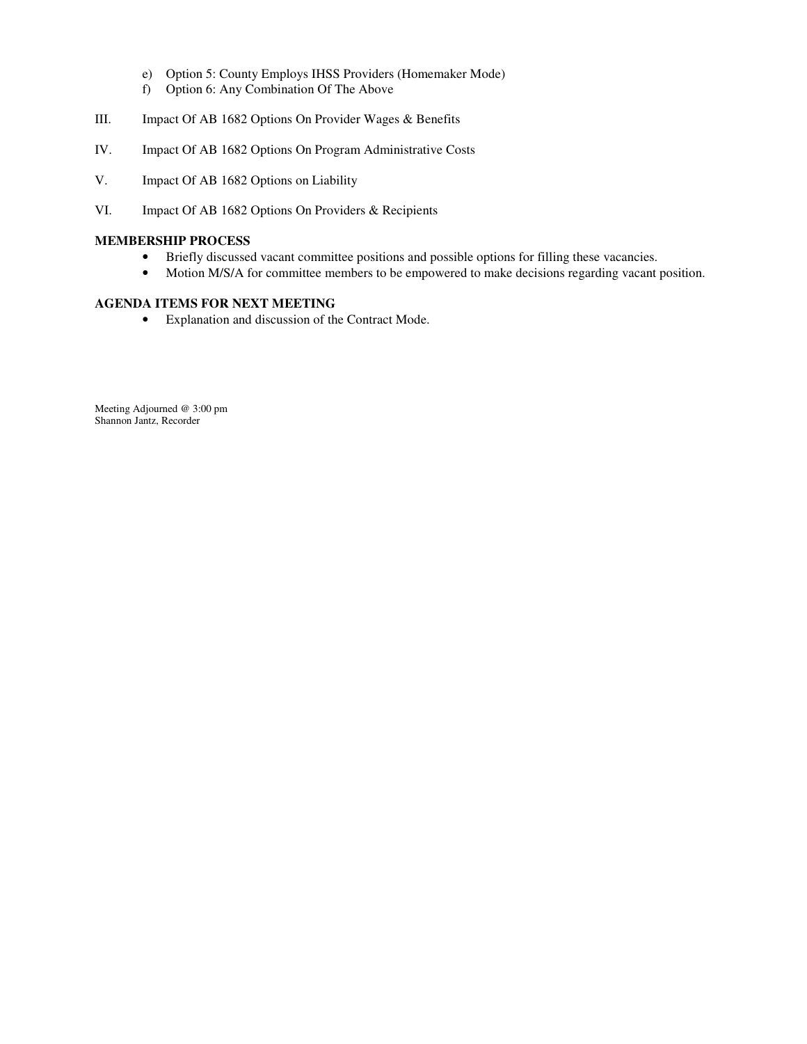e) Option 5: County Employs IHSS Providers (Homemaker Mode)
f) Option 6: Any Combination Of The Above

III. Impact Of AB 1682 Options On Provider Wages & Benefits

IV. Impact Of AB 1682 Options On Program Administrative Costs

V. Impact Of AB 1682 Options on Liability

VI. Impact Of AB 1682 Options On Providers & Recipients

**MEMBERSHIP PROCESS**

- Briefly discussed vacant committee positions and possible options for filling these vacancies.
- Motion M/S/A for committee members to be empowered to make decisions regarding vacant position.

**AGENDA ITEMS FOR NEXT MEETING**

- Explanation and discussion of the Contract Mode.

Meeting Adjourned @ 3:00 pm
Shannon Jantz, Recorder